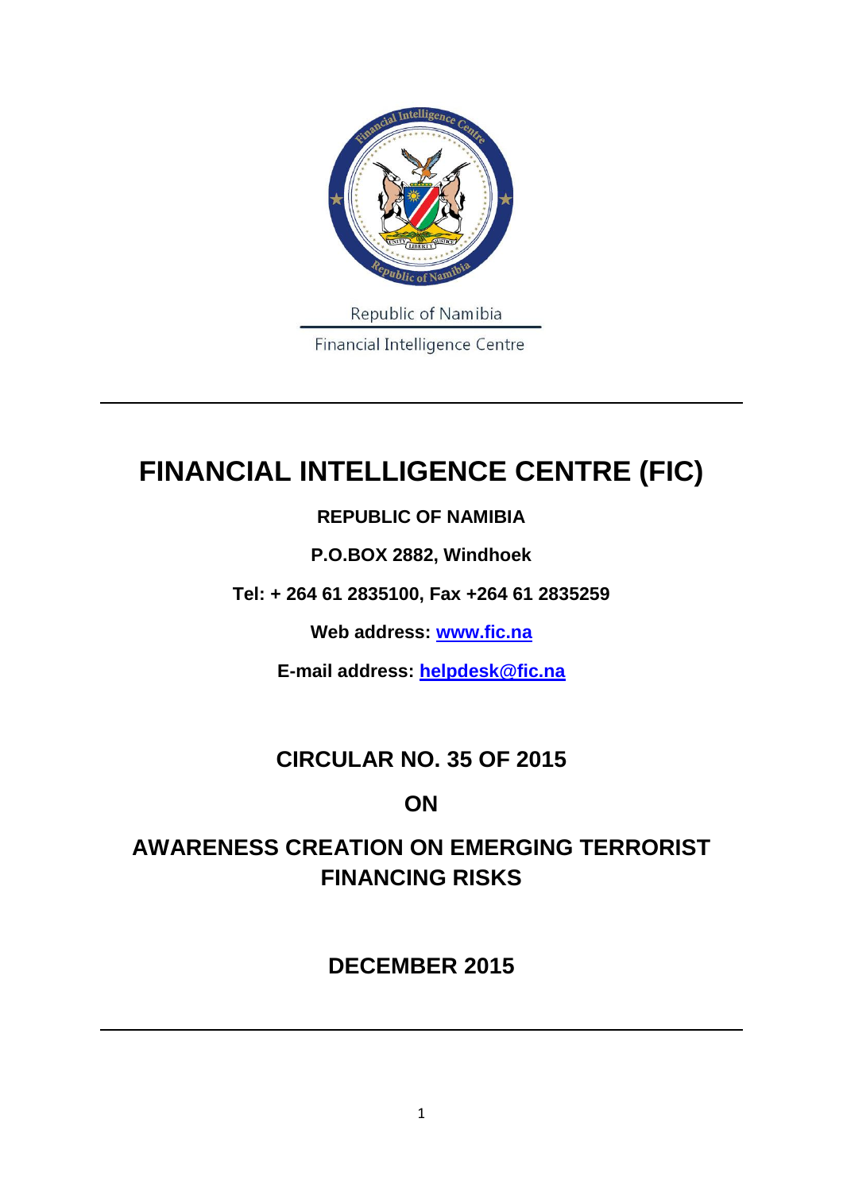Republic of Namibia

Financial Intelligence Centre

# FINANCIAL INTELLIGENCE CENTRE (FIC)

**REPUBLIC OF NAMIBIA**

**P.O.BOX 2882, Windhoek**

**Tel: + 264 61 2835100, Fax +264 61 2835259**

**Web address: [www.fic.na](http://www.fic.na)**

**E-mail address: [helpdesk@fic.na](mailto:helpdesk@fic.na)**

## CIRCULAR NO. 35 OF 2015

## ON

## AWARENESS CREATION ON EMERGING TERRORIST FINANCING RISKS

## DECEMBER 2015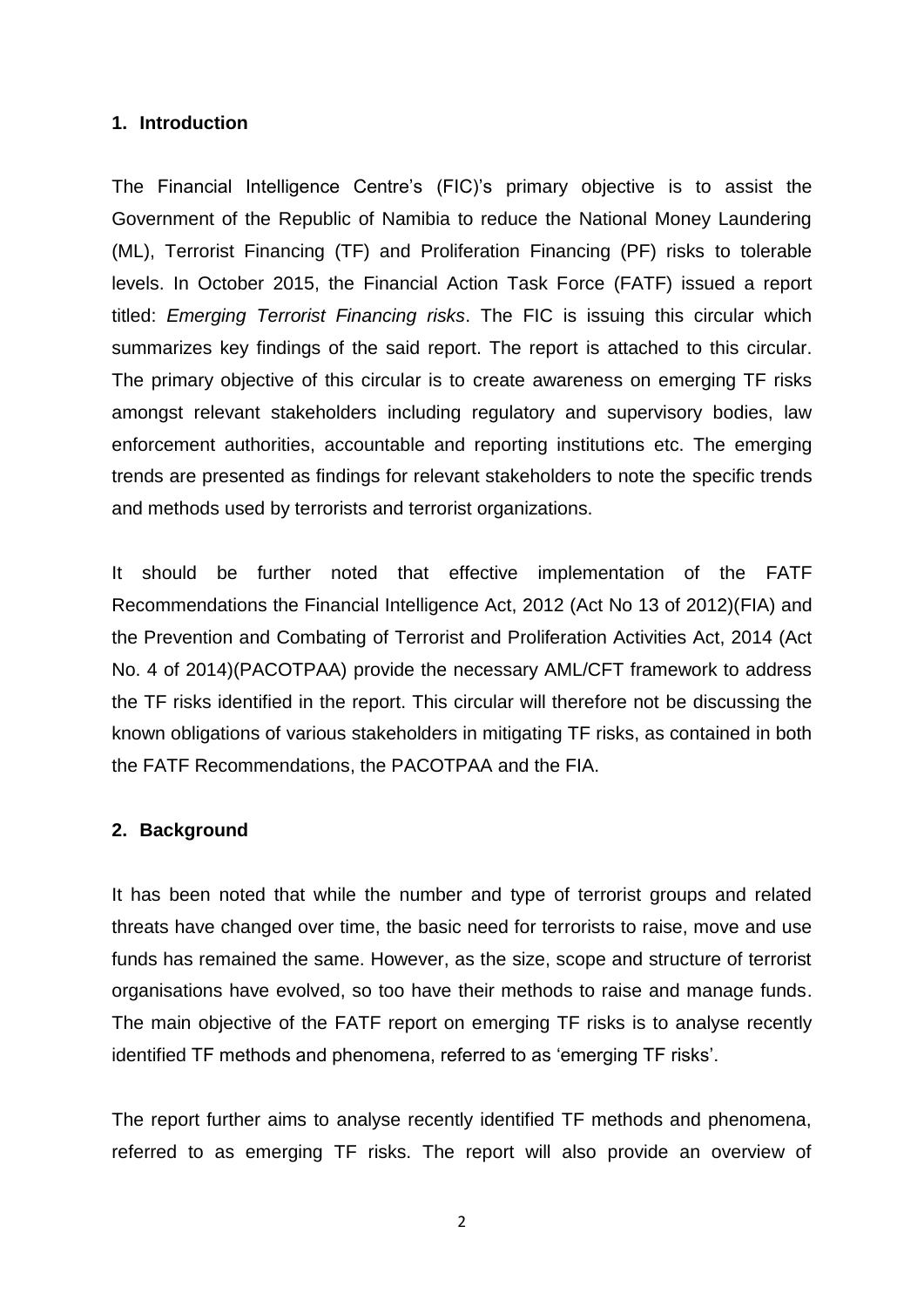## 1. Introduction

The Financial Intelligence Centre's (FIC)'s primary objective is to assist the Government of the Republic of Namibia to reduce the National Money Laundering (ML), Terrorist Financing (TF) and Proliferation Financing (PF) risks to tolerable levels. In October 2015, the Financial Action Task Force (FATF) issued a report titled: *Emerging Terrorist Financing risks*. The FIC is issuing this circular which summarizes key findings of the said report. The report is attached to this circular. The primary objective of this circular is to create awareness on emerging TF risks amongst relevant stakeholders including regulatory and supervisory bodies, law enforcement authorities, accountable and reporting institutions etc. The emerging trends are presented as findings for relevant stakeholders to note the specific trends and methods used by terrorists and terrorist organizations.

It should be further noted that effective implementation of the FATF Recommendations the Financial Intelligence Act, 2012 (Act No 13 of 2012)(FIA) and the Prevention and Combating of Terrorist and Proliferation Activities Act, 2014 (Act No. 4 of 2014)(PACOTPAA) provide the necessary AML/CFT framework to address the TF risks identified in the report. This circular will therefore not be discussing the known obligations of various stakeholders in mitigating TF risks, as contained in both the FATF Recommendations, the PACOTPAA and the FIA.

## 2. Background

It has been noted that while the number and type of terrorist groups and related threats have changed over time, the basic need for terrorists to raise, move and use funds has remained the same. However, as the size, scope and structure of terrorist organisations have evolved, so too have their methods to raise and manage funds. The main objective of the FATF report on emerging TF risks is to analyse recently identified TF methods and phenomena, referred to as 'emerging TF risks'.

The report further aims to analyse recently identified TF methods and phenomena, referred to as emerging TF risks. The report will also provide an overview of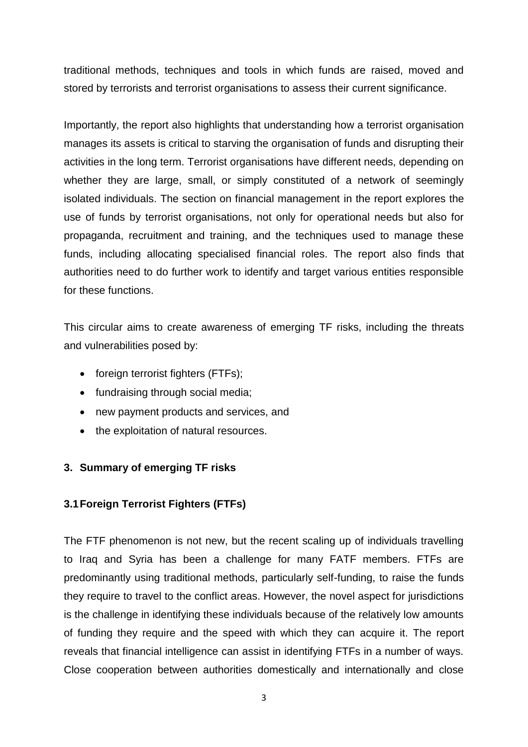traditional methods, techniques and tools in which funds are raised, moved and stored by terrorists and terrorist organisations to assess their current significance.

Importantly, the report also highlights that understanding how a terrorist organisation manages its assets is critical to starving the organisation of funds and disrupting their activities in the long term. Terrorist organisations have different needs, depending on whether they are large, small, or simply constituted of a network of seemingly isolated individuals. The section on financial management in the report explores the use of funds by terrorist organisations, not only for operational needs but also for propaganda, recruitment and training, and the techniques used to manage these funds, including allocating specialised financial roles. The report also finds that authorities need to do further work to identify and target various entities responsible for these functions.

This circular aims to create awareness of emerging TF risks, including the threats and vulnerabilities posed by:

- foreign terrorist fighters (FTFs);
- fundraising through social media;
- new payment products and services, and
- the exploitation of natural resources.

## 3. Summary of emerging TF risks

### 3.1 Foreign Terrorist Fighters (FTFs)

The FTF phenomenon is not new, but the recent scaling up of individuals travelling to Iraq and Syria has been a challenge for many FATF members. FTFs are predominantly using traditional methods, particularly self-funding, to raise the funds they require to travel to the conflict areas. However, the novel aspect for jurisdictions is the challenge in identifying these individuals because of the relatively low amounts of funding they require and the speed with which they can acquire it. The report reveals that financial intelligence can assist in identifying FTFs in a number of ways. Close cooperation between authorities domestically and internationally and close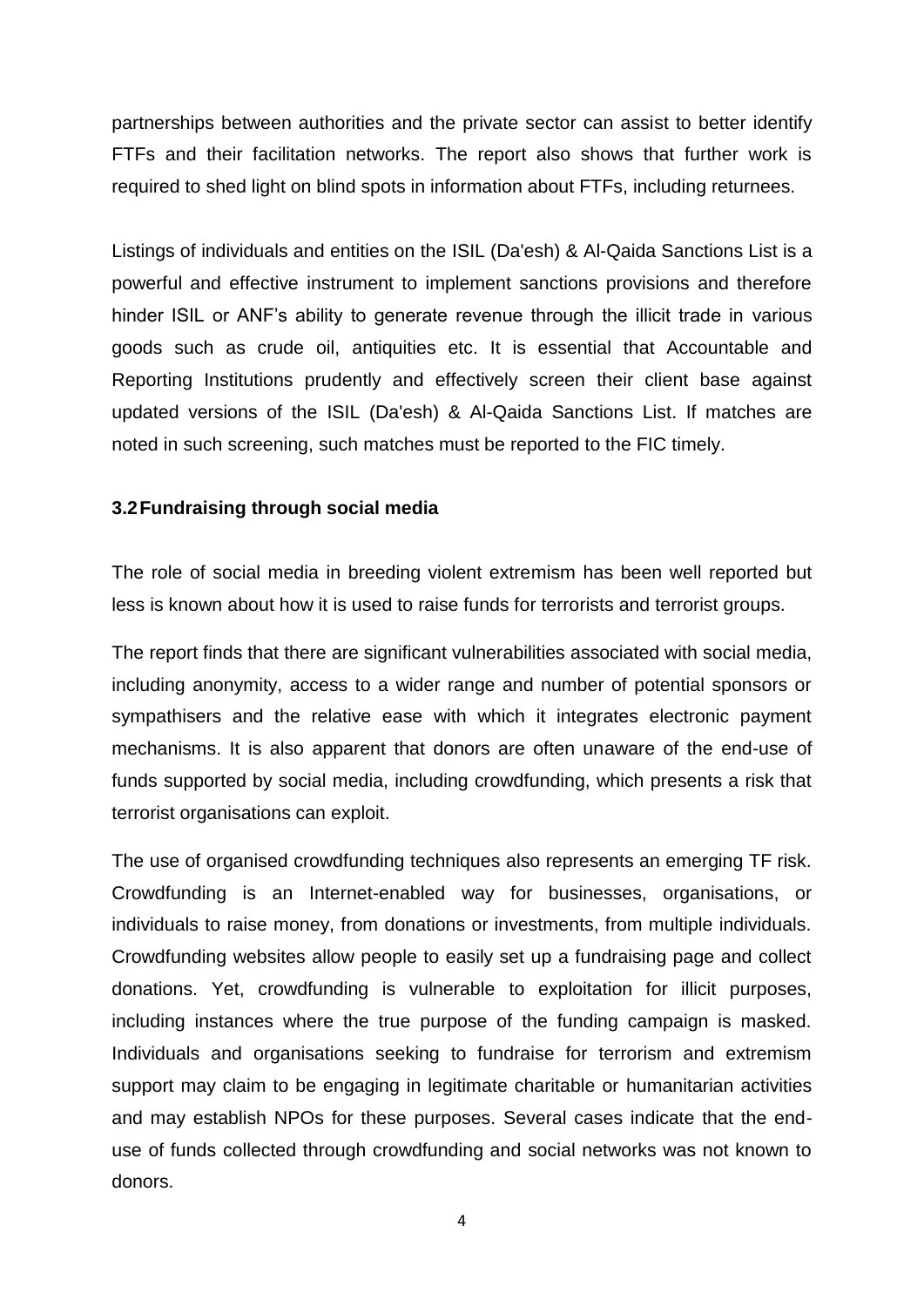partnerships between authorities and the private sector can assist to better identify FTFs and their facilitation networks. The report also shows that further work is required to shed light on blind spots in information about FTFs, including returnees.

Listings of individuals and entities on the ISIL (Da'esh) & Al-Qaida Sanctions List is a powerful and effective instrument to implement sanctions provisions and therefore hinder ISIL or ANF's ability to generate revenue through the illicit trade in various goods such as crude oil, antiquities etc. It is essential that Accountable and Reporting Institutions prudently and effectively screen their client base against updated versions of the ISIL (Da'esh) & Al-Qaida Sanctions List. If matches are noted in such screening, such matches must be reported to the FIC timely.

### 3.2 Fundraising through social media

The role of social media in breeding violent extremism has been well reported but less is known about how it is used to raise funds for terrorists and terrorist groups.

The report finds that there are significant vulnerabilities associated with social media, including anonymity, access to a wider range and number of potential sponsors or sympathisers and the relative ease with which it integrates electronic payment mechanisms. It is also apparent that donors are often unaware of the end-use of funds supported by social media, including crowdfunding, which presents a risk that terrorist organisations can exploit.

The use of organised crowdfunding techniques also represents an emerging TF risk. Crowdfunding is an Internet-enabled way for businesses, organisations, or individuals to raise money, from donations or investments, from multiple individuals. Crowdfunding websites allow people to easily set up a fundraising page and collect donations. Yet, crowdfunding is vulnerable to exploitation for illicit purposes, including instances where the true purpose of the funding campaign is masked. Individuals and organisations seeking to fundraise for terrorism and extremism support may claim to be engaging in legitimate charitable or humanitarian activities and may establish NPOs for these purposes. Several cases indicate that the end-use of funds collected through crowdfunding and social networks was not known to donors.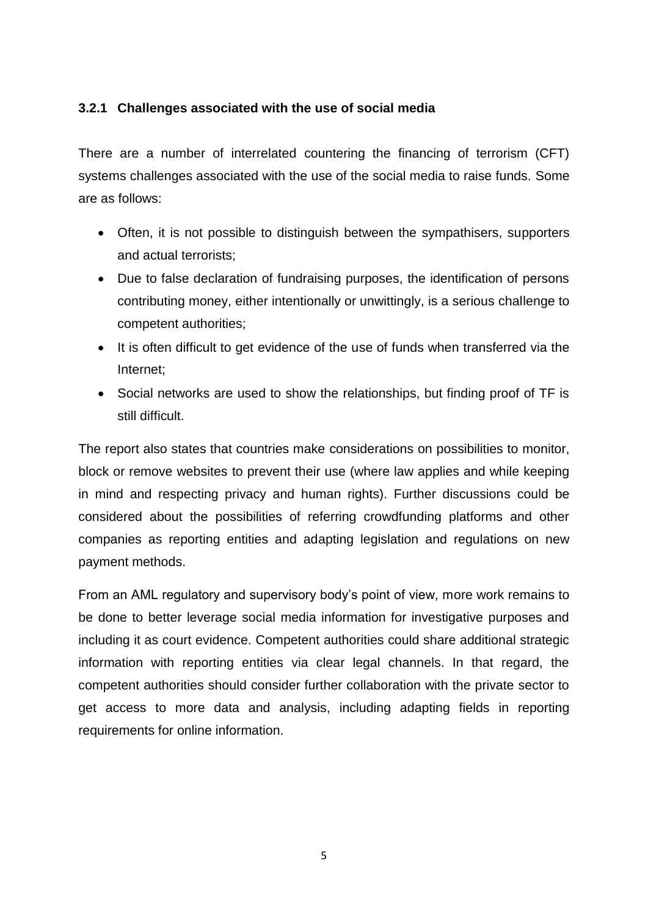### 3.2.1 Challenges associated with the use of social media

There are a number of interrelated countering the financing of terrorism (CFT) systems challenges associated with the use of the social media to raise funds. Some are as follows:

- Often, it is not possible to distinguish between the sympathisers, supporters and actual terrorists;
- Due to false declaration of fundraising purposes, the identification of persons contributing money, either intentionally or unwittingly, is a serious challenge to competent authorities;
- It is often difficult to get evidence of the use of funds when transferred via the Internet;
- Social networks are used to show the relationships, but finding proof of TF is still difficult.

The report also states that countries make considerations on possibilities to monitor, block or remove websites to prevent their use (where law applies and while keeping in mind and respecting privacy and human rights). Further discussions could be considered about the possibilities of referring crowdfunding platforms and other companies as reporting entities and adapting legislation and regulations on new payment methods.

From an AML regulatory and supervisory body's point of view, more work remains to be done to better leverage social media information for investigative purposes and including it as court evidence. Competent authorities could share additional strategic information with reporting entities via clear legal channels. In that regard, the competent authorities should consider further collaboration with the private sector to get access to more data and analysis, including adapting fields in reporting requirements for online information.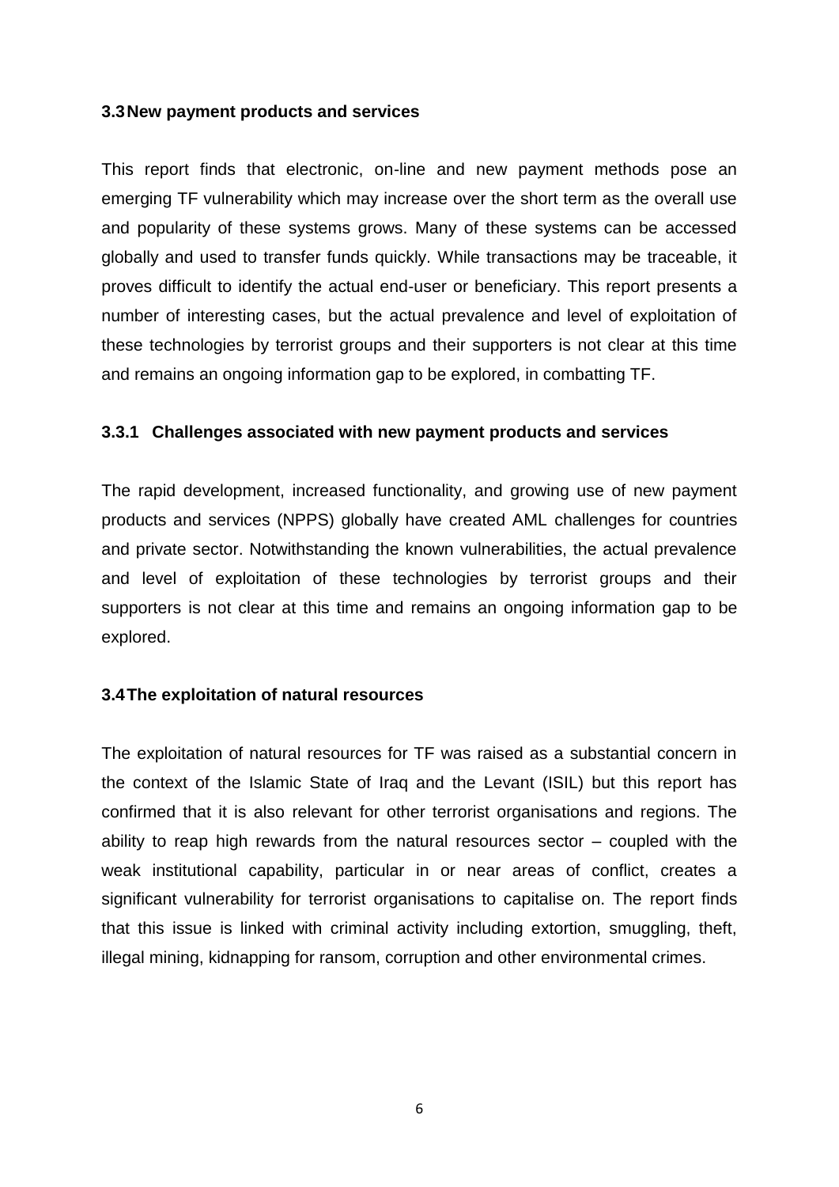### 3.3 New payment products and services

This report finds that electronic, on-line and new payment methods pose an emerging TF vulnerability which may increase over the short term as the overall use and popularity of these systems grows. Many of these systems can be accessed globally and used to transfer funds quickly. While transactions may be traceable, it proves difficult to identify the actual end-user or beneficiary. This report presents a number of interesting cases, but the actual prevalence and level of exploitation of these technologies by terrorist groups and their supporters is not clear at this time and remains an ongoing information gap to be explored, in combatting TF.

#### 3.3.1 Challenges associated with new payment products and services

The rapid development, increased functionality, and growing use of new payment products and services (NPPS) globally have created AML challenges for countries and private sector. Notwithstanding the known vulnerabilities, the actual prevalence and level of exploitation of these technologies by terrorist groups and their supporters is not clear at this time and remains an ongoing information gap to be explored.

### 3.4 The exploitation of natural resources

The exploitation of natural resources for TF was raised as a substantial concern in the context of the Islamic State of Iraq and the Levant (ISIL) but this report has confirmed that it is also relevant for other terrorist organisations and regions. The ability to reap high rewards from the natural resources sector – coupled with the weak institutional capability, particular in or near areas of conflict, creates a significant vulnerability for terrorist organisations to capitalise on. The report finds that this issue is linked with criminal activity including extortion, smuggling, theft, illegal mining, kidnapping for ransom, corruption and other environmental crimes.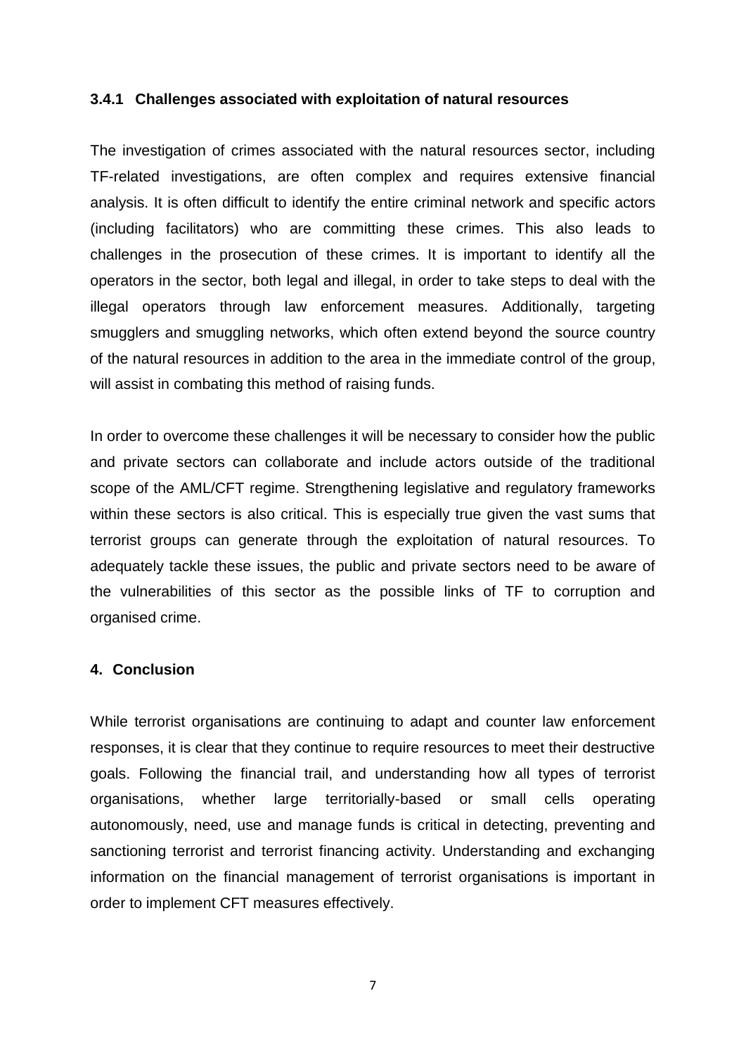### 3.4.1 Challenges associated with exploitation of natural resources

The investigation of crimes associated with the natural resources sector, including TF-related investigations, are often complex and requires extensive financial analysis. It is often difficult to identify the entire criminal network and specific actors (including facilitators) who are committing these crimes. This also leads to challenges in the prosecution of these crimes. It is important to identify all the operators in the sector, both legal and illegal, in order to take steps to deal with the illegal operators through law enforcement measures. Additionally, targeting smugglers and smuggling networks, which often extend beyond the source country of the natural resources in addition to the area in the immediate control of the group, will assist in combating this method of raising funds.

In order to overcome these challenges it will be necessary to consider how the public and private sectors can collaborate and include actors outside of the traditional scope of the AML/CFT regime. Strengthening legislative and regulatory frameworks within these sectors is also critical. This is especially true given the vast sums that terrorist groups can generate through the exploitation of natural resources. To adequately tackle these issues, the public and private sectors need to be aware of the vulnerabilities of this sector as the possible links of TF to corruption and organised crime.

## 4. Conclusion

While terrorist organisations are continuing to adapt and counter law enforcement responses, it is clear that they continue to require resources to meet their destructive goals. Following the financial trail, and understanding how all types of terrorist organisations, whether large territorially-based or small cells operating autonomously, need, use and manage funds is critical in detecting, preventing and sanctioning terrorist and terrorist financing activity. Understanding and exchanging information on the financial management of terrorist organisations is important in order to implement CFT measures effectively.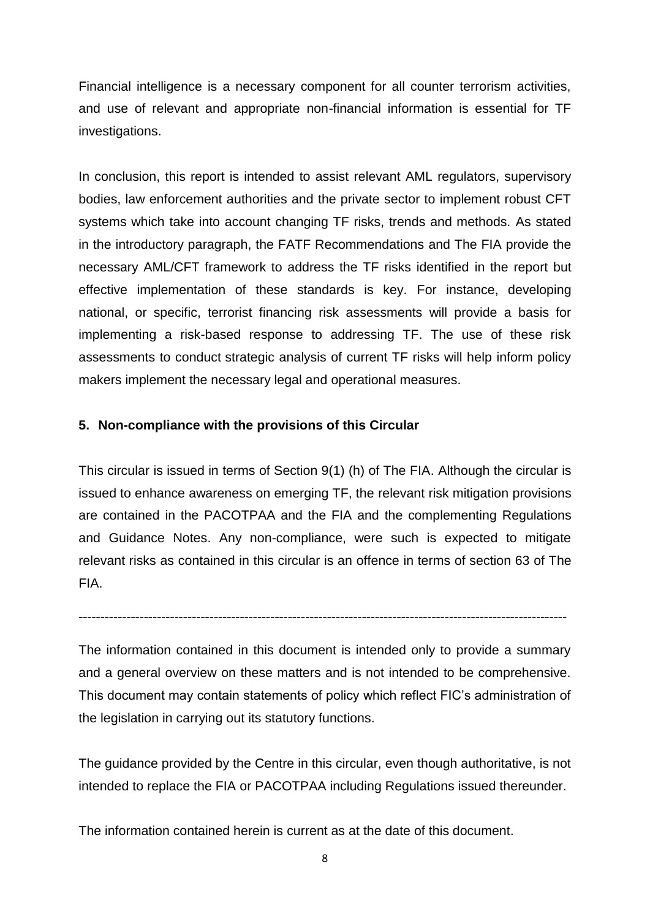Financial intelligence is a necessary component for all counter terrorism activities, and use of relevant and appropriate non-financial information is essential for TF investigations.

In conclusion, this report is intended to assist relevant AML regulators, supervisory bodies, law enforcement authorities and the private sector to implement robust CFT systems which take into account changing TF risks, trends and methods. As stated in the introductory paragraph, the FATF Recommendations and The FIA provide the necessary AML/CFT framework to address the TF risks identified in the report but effective implementation of these standards is key. For instance, developing national, or specific, terrorist financing risk assessments will provide a basis for implementing a risk-based response to addressing TF. The use of these risk assessments to conduct strategic analysis of current TF risks will help inform policy makers implement the necessary legal and operational measures.

## 5. Non-compliance with the provisions of this Circular

This circular is issued in terms of Section 9(1) (h) of The FIA. Although the circular is issued to enhance awareness on emerging TF, the relevant risk mitigation provisions are contained in the PACOTPAA and the FIA and the complementing Regulations and Guidance Notes. Any non-compliance, were such is expected to mitigate relevant risks as contained in this circular is an offence in terms of section 63 of The FIA.

---

The information contained in this document is intended only to provide a summary and a general overview on these matters and is not intended to be comprehensive. This document may contain statements of policy which reflect FIC's administration of the legislation in carrying out its statutory functions.

The guidance provided by the Centre in this circular, even though authoritative, is not intended to replace the FIA or PACOTPAA including Regulations issued thereunder.

The information contained herein is current as at the date of this document.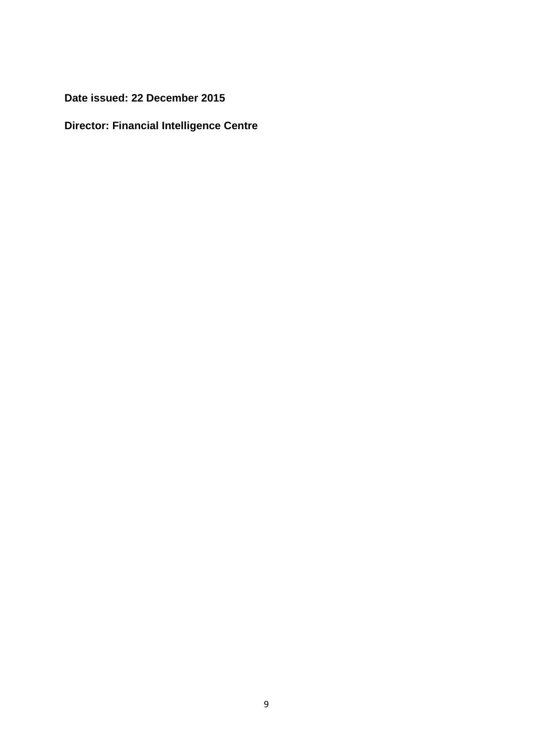**Date issued: 22 December 2015**

**Director: Financial Intelligence Centre**